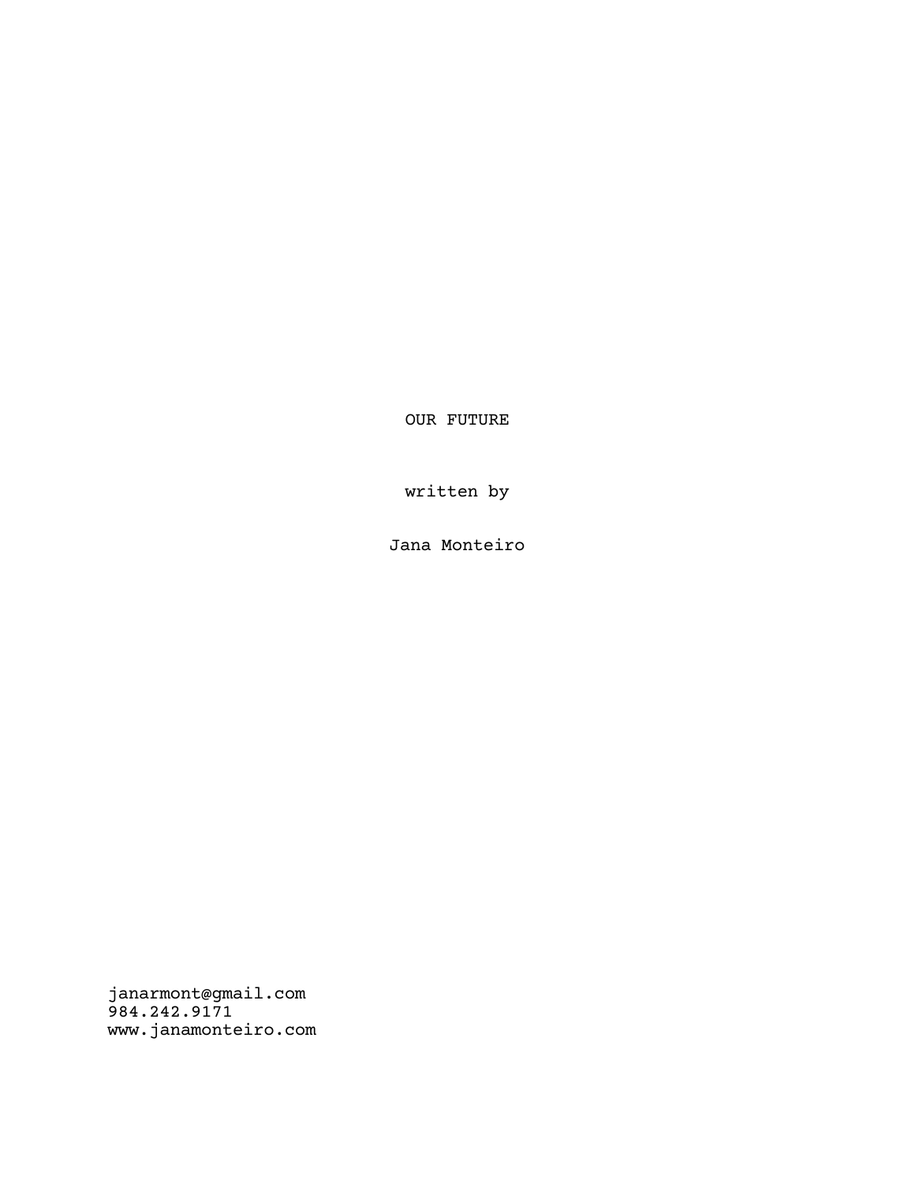# OUR FUTURE

written by

Jana Monteiro

janarmont@gmail.com
984.242.9171
www.janamonteiro.com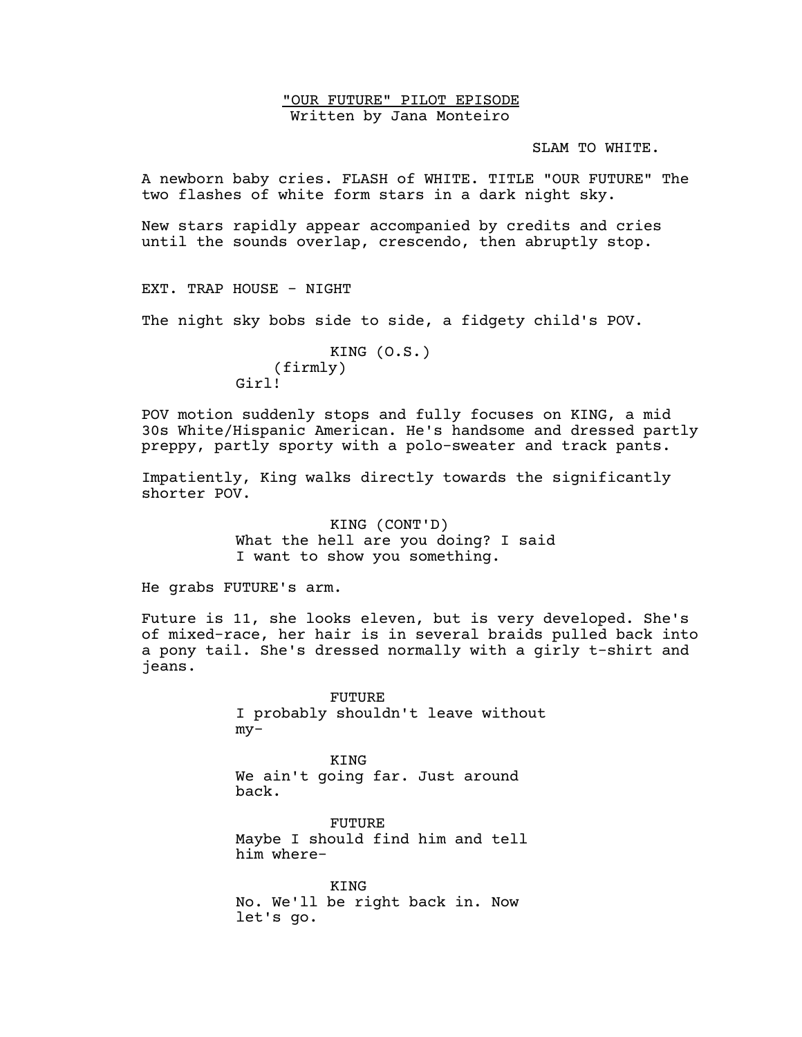"OUR FUTURE" PILOT EPISODE
Written by Jana Monteiro

SLAM TO WHITE.

A newborn baby cries. FLASH of WHITE. TITLE "OUR FUTURE" The two flashes of white form stars in a dark night sky.

New stars rapidly appear accompanied by credits and cries until the sounds overlap, crescendo, then abruptly stop.

EXT. TRAP HOUSE - NIGHT

The night sky bobs side to side, a fidgety child's POV.

KING (O.S.)
(firmly)
Girl!

POV motion suddenly stops and fully focuses on KING, a mid 30s White/Hispanic American. He's handsome and dressed partly preppy, partly sporty with a polo-sweater and track pants.

Impatiently, King walks directly towards the significantly shorter POV.

KING (CONT'D)
What the hell are you doing? I said I want to show you something.

He grabs FUTURE's arm.

Future is 11, she looks eleven, but is very developed. She's of mixed-race, her hair is in several braids pulled back into a pony tail. She's dressed normally with a girly t-shirt and jeans.

FUTURE
I probably shouldn't leave without my-

KING
We ain't going far. Just around back.

FUTURE
Maybe I should find him and tell him where-

KING
No. We'll be right back in. Now let's go.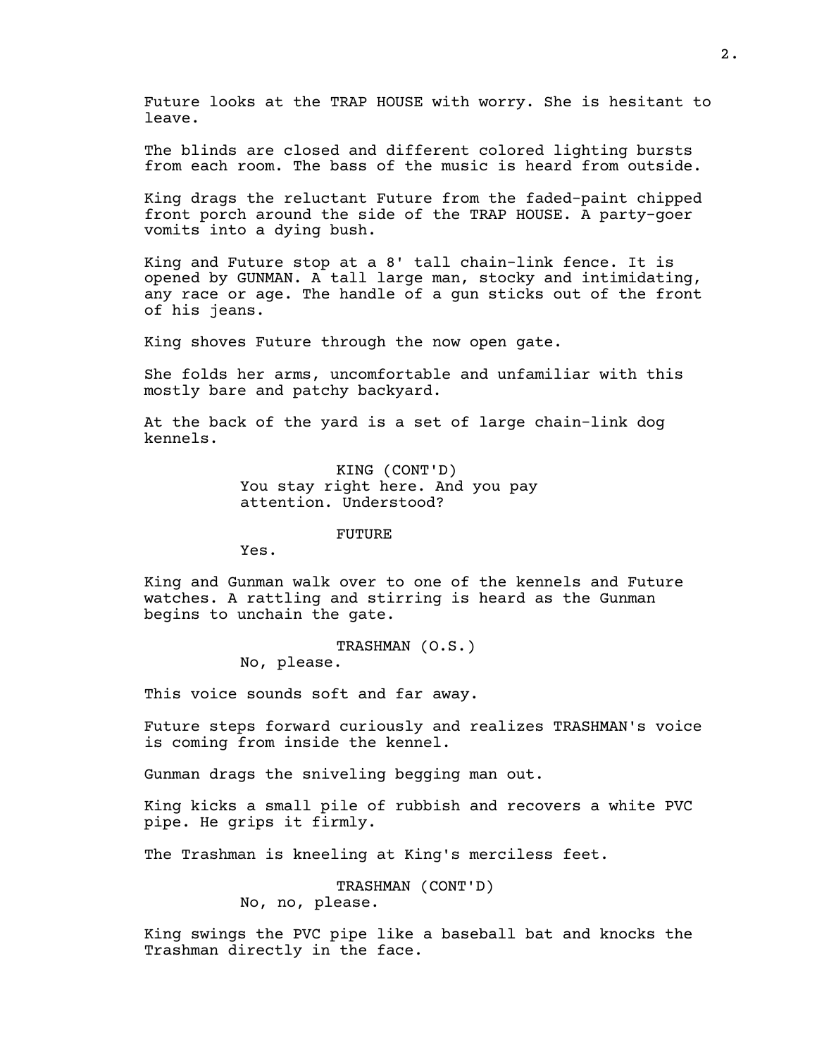Future looks at the TRAP HOUSE with worry. She is hesitant to leave.

The blinds are closed and different colored lighting bursts from each room. The bass of the music is heard from outside.

King drags the reluctant Future from the faded-paint chipped front porch around the side of the TRAP HOUSE. A party-goer vomits into a dying bush.

King and Future stop at a 8' tall chain-link fence. It is opened by GUNMAN. A tall large man, stocky and intimidating, any race or age. The handle of a gun sticks out of the front of his jeans.

King shoves Future through the now open gate.

She folds her arms, uncomfortable and unfamiliar with this mostly bare and patchy backyard.

At the back of the yard is a set of large chain-link dog kennels.

KING (CONT'D)
You stay right here. And you pay attention. Understood?

FUTURE
Yes.

King and Gunman walk over to one of the kennels and Future watches. A rattling and stirring is heard as the Gunman begins to unchain the gate.

TRASHMAN (O.S.)
No, please.

This voice sounds soft and far away.

Future steps forward curiously and realizes TRASHMAN's voice is coming from inside the kennel.

Gunman drags the sniveling begging man out.

King kicks a small pile of rubbish and recovers a white PVC pipe. He grips it firmly.

The Trashman is kneeling at King's merciless feet.

TRASHMAN (CONT'D)
No, no, please.

King swings the PVC pipe like a baseball bat and knocks the Trashman directly in the face.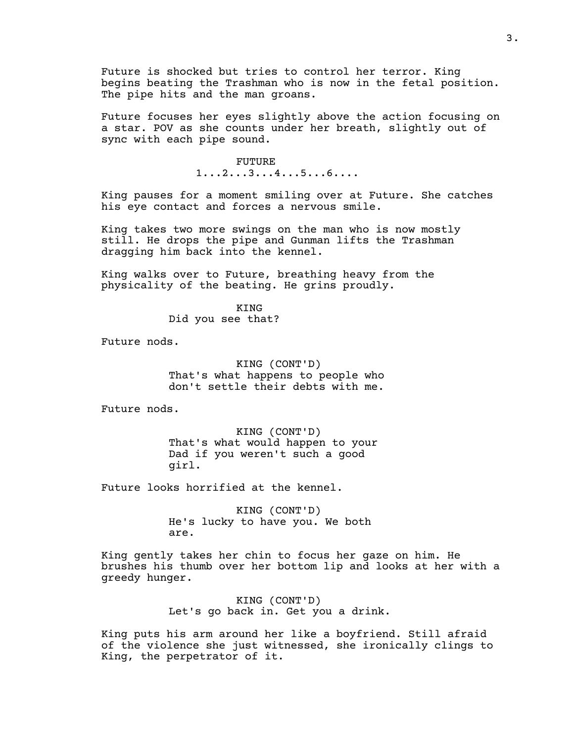Future is shocked but tries to control her terror. King begins beating the Trashman who is now in the fetal position. The pipe hits and the man groans.

Future focuses her eyes slightly above the action focusing on a star. POV as she counts under her breath, slightly out of sync with each pipe sound.

FUTURE
1...2...3...4...5...6....

King pauses for a moment smiling over at Future. She catches his eye contact and forces a nervous smile.

King takes two more swings on the man who is now mostly still. He drops the pipe and Gunman lifts the Trashman dragging him back into the kennel.

King walks over to Future, breathing heavy from the physicality of the beating. He grins proudly.

KING
Did you see that?

Future nods.

KING (CONT'D)
That's what happens to people who don't settle their debts with me.

Future nods.

KING (CONT'D)
That's what would happen to your Dad if you weren't such a good girl.

Future looks horrified at the kennel.

KING (CONT'D)
He's lucky to have you. We both are.

King gently takes her chin to focus her gaze on him. He brushes his thumb over her bottom lip and looks at her with a greedy hunger.

KING (CONT'D)
Let's go back in. Get you a drink.

King puts his arm around her like a boyfriend. Still afraid of the violence she just witnessed, she ironically clings to King, the perpetrator of it.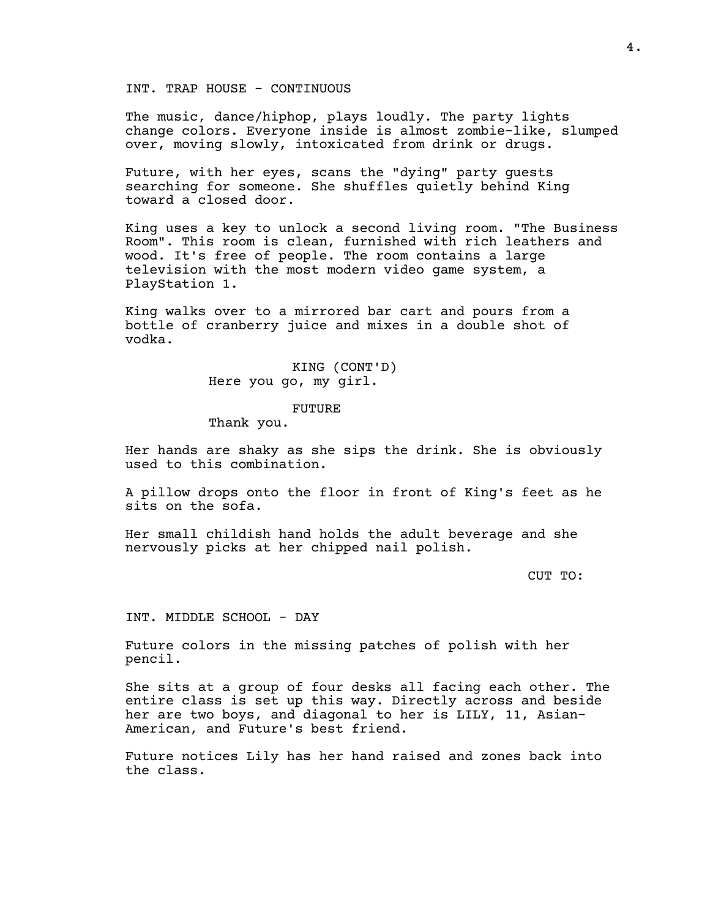INT. TRAP HOUSE - CONTINUOUS

The music, dance/hiphop, plays loudly. The party lights change colors. Everyone inside is almost zombie-like, slumped over, moving slowly, intoxicated from drink or drugs.

Future, with her eyes, scans the "dying" party guests searching for someone. She shuffles quietly behind King toward a closed door.

King uses a key to unlock a second living room. "The Business Room". This room is clean, furnished with rich leathers and wood. It's free of people. The room contains a large television with the most modern video game system, a PlayStation 1.

King walks over to a mirrored bar cart and pours from a bottle of cranberry juice and mixes in a double shot of vodka.

KING (CONT'D)
Here you go, my girl.

FUTURE
Thank you.

Her hands are shaky as she sips the drink. She is obviously used to this combination.

A pillow drops onto the floor in front of King's feet as he sits on the sofa.

Her small childish hand holds the adult beverage and she nervously picks at her chipped nail polish.

CUT TO:

INT. MIDDLE SCHOOL - DAY

Future colors in the missing patches of polish with her pencil.

She sits at a group of four desks all facing each other. The entire class is set up this way. Directly across and beside her are two boys, and diagonal to her is LILY, 11, Asian-American, and Future's best friend.

Future notices Lily has her hand raised and zones back into the class.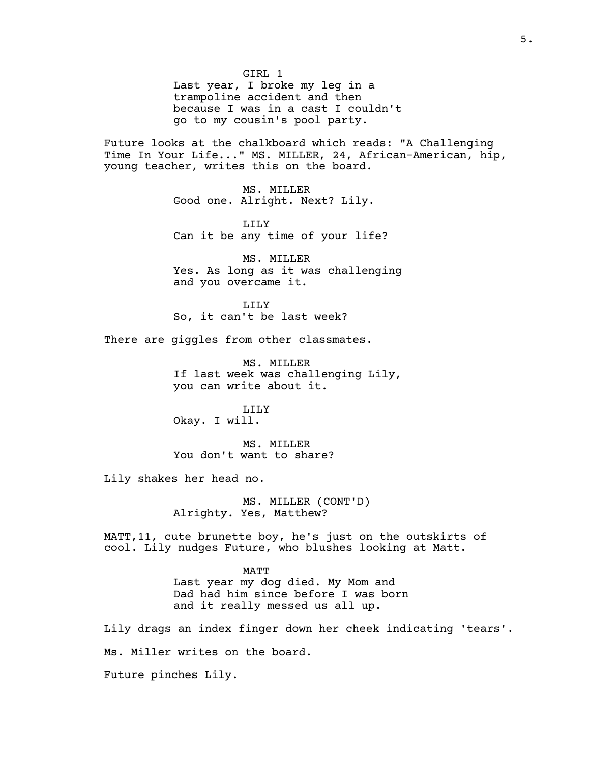GIRL 1

Last year, I broke my leg in a trampoline accident and then because I was in a cast I couldn't go to my cousin's pool party.

Future looks at the chalkboard which reads: "A Challenging Time In Your Life..." MS. MILLER, 24, African-American, hip, young teacher, writes this on the board.

MS. MILLER

Good one. Alright. Next? Lily.

LILY

Can it be any time of your life?

MS. MILLER

Yes. As long as it was challenging and you overcame it.

LILY

So, it can't be last week?

There are giggles from other classmates.

MS. MILLER

If last week was challenging Lily, you can write about it.

LILY

Okay. I will.

MS. MILLER

You don't want to share?

Lily shakes her head no.

MS. MILLER (CONT'D)

Alrighty. Yes, Matthew?

MATT,11, cute brunette boy, he's just on the outskirts of cool. Lily nudges Future, who blushes looking at Matt.

MATT

Last year my dog died. My Mom and Dad had him since before I was born and it really messed us all up.

Lily drags an index finger down her cheek indicating 'tears'.

Ms. Miller writes on the board.

Future pinches Lily.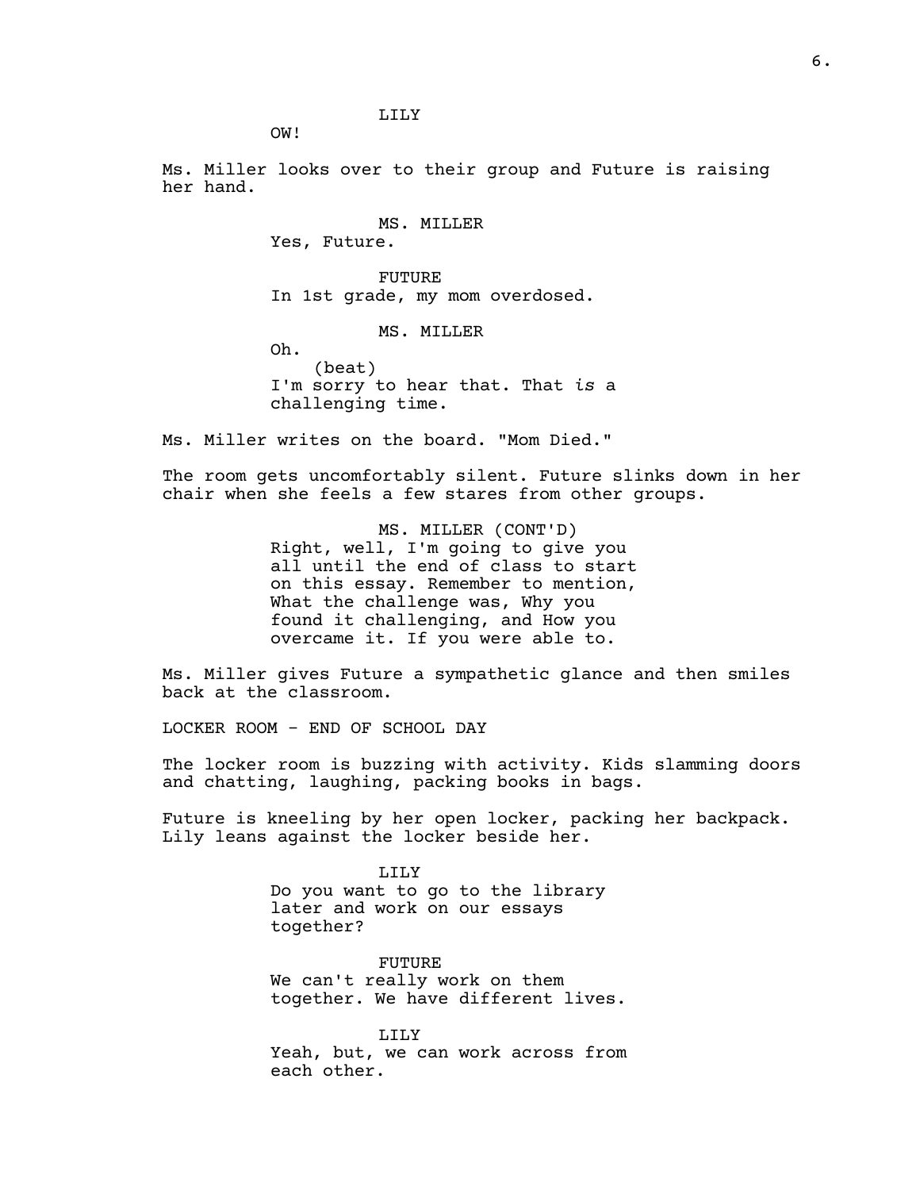LILY

OW!

Ms. Miller looks over to their group and Future is raising her hand.

MS. MILLER

Yes, Future.

FUTURE

In 1st grade, my mom overdosed.

MS. MILLER

Oh.

(beat)

I'm sorry to hear that. That *is* a challenging time.

Ms. Miller writes on the board. "Mom Died."

The room gets uncomfortably silent. Future slinks down in her chair when she feels a few stares from other groups.

MS. MILLER (CONT'D)

Right, well, I'm going to give you all until the end of class to start on this essay. Remember to mention, What the challenge was, Why you found it challenging, and How you overcame it. If you were able to.

Ms. Miller gives Future a sympathetic glance and then smiles back at the classroom.

LOCKER ROOM - END OF SCHOOL DAY

The locker room is buzzing with activity. Kids slamming doors and chatting, laughing, packing books in bags.

Future is kneeling by her open locker, packing her backpack. Lily leans against the locker beside her.

LILY

Do you want to go to the library later and work on our essays together?

FUTURE

We can't really work on them together. We have different lives.

LILY

Yeah, but, we can work across from each other.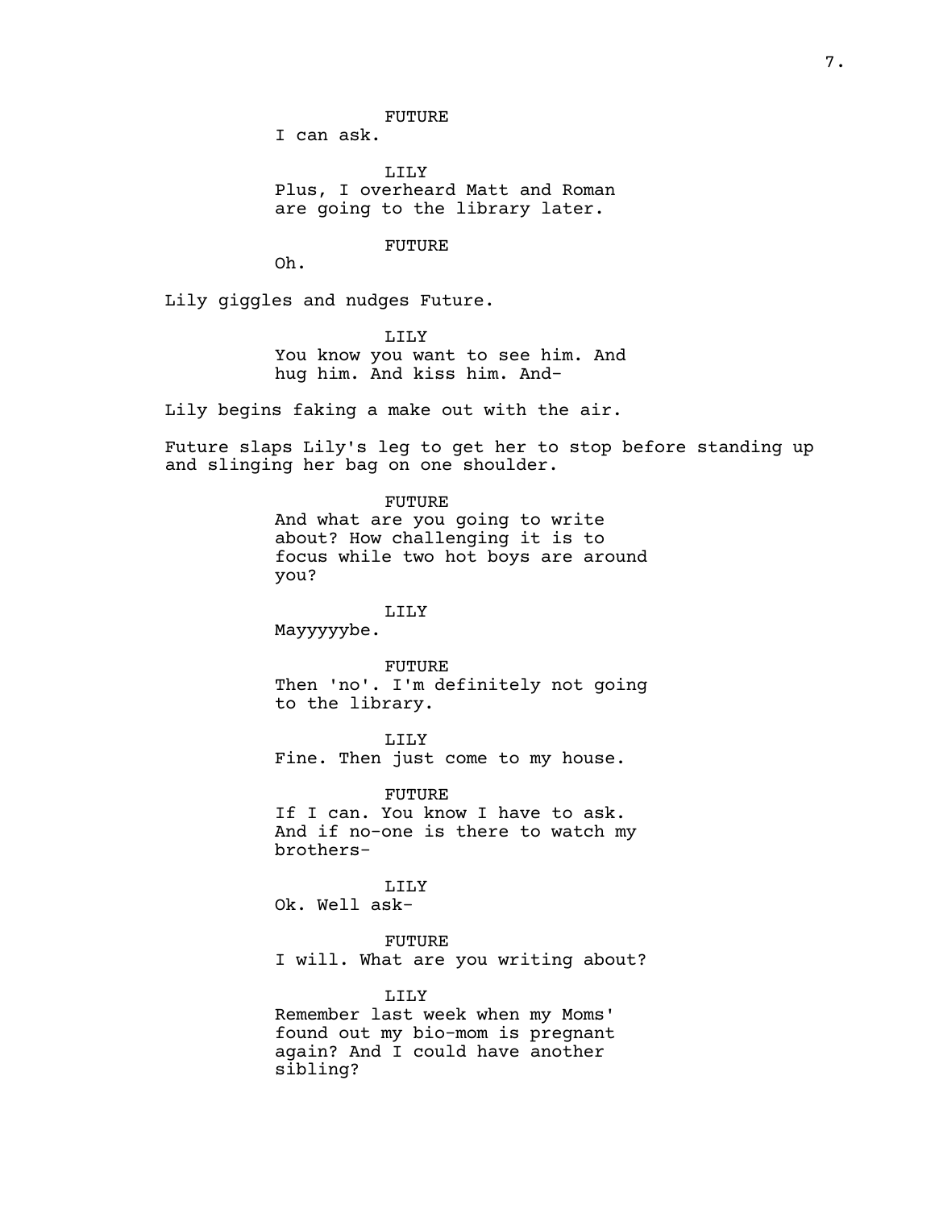FUTURE
I can ask.

LILY
Plus, I overheard Matt and Roman are going to the library later.

FUTURE
Oh.

Lily giggles and nudges Future.

LILY
You know you want to see him. And hug him. And kiss him. And-

Lily begins faking a make out with the air.

Future slaps Lily's leg to get her to stop before standing up and slinging her bag on one shoulder.

FUTURE
And what are you going to write about? How challenging it is to focus while two hot boys are around you?

LILY
Mayyyyybe.

FUTURE
Then 'no'. I'm definitely not going to the library.

LILY
Fine. Then just come to my house.

FUTURE
If I can. You know I have to ask. And if no-one is there to watch my brothers-

LILY
Ok. Well ask-

FUTURE
I will. What are you writing about?

LILY
Remember last week when my Moms' found out my bio-mom is pregnant again? And I could have another sibling?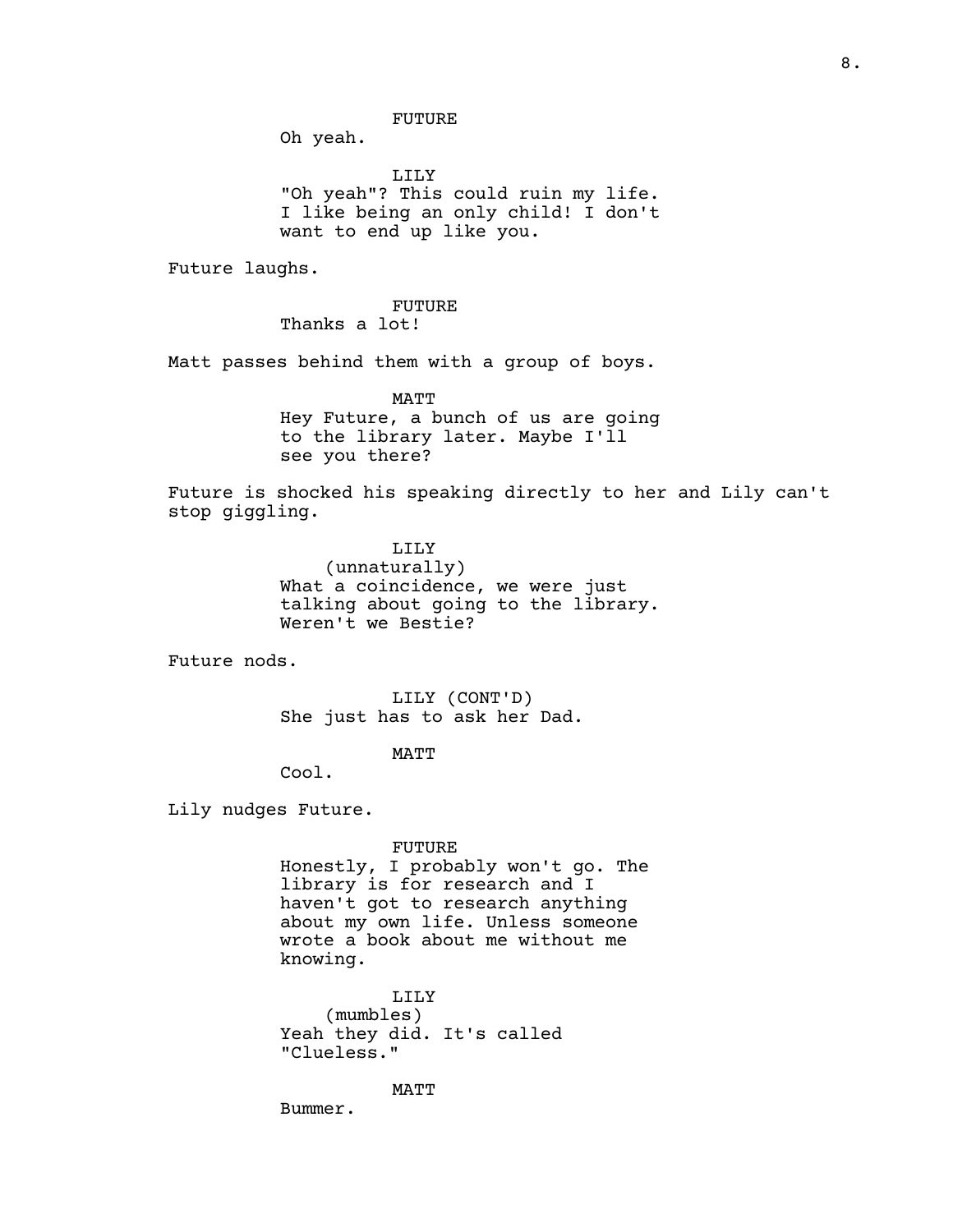FUTURE

Oh yeah.

LILY

"Oh yeah"? This could ruin my life. I like being an only child! I don't want to end up like you.

Future laughs.

FUTURE

Thanks a lot!

Matt passes behind them with a group of boys.

MATT

Hey Future, a bunch of us are going to the library later. Maybe I'll see you there?

Future is shocked his speaking directly to her and Lily can't stop giggling.

LILY

(unnaturally)

What a coincidence, we were just talking about going to the library. Weren't we Bestie?

Future nods.

LILY (CONT'D)

She just has to ask her Dad.

MATT

Cool.

Lily nudges Future.

FUTURE

Honestly, I probably won't go. The library is for research and I haven't got to research anything about my own life. Unless someone wrote a book about me without me knowing.

LILY

(mumbles)

Yeah they did. It's called "Clueless."

MATT

Bummer.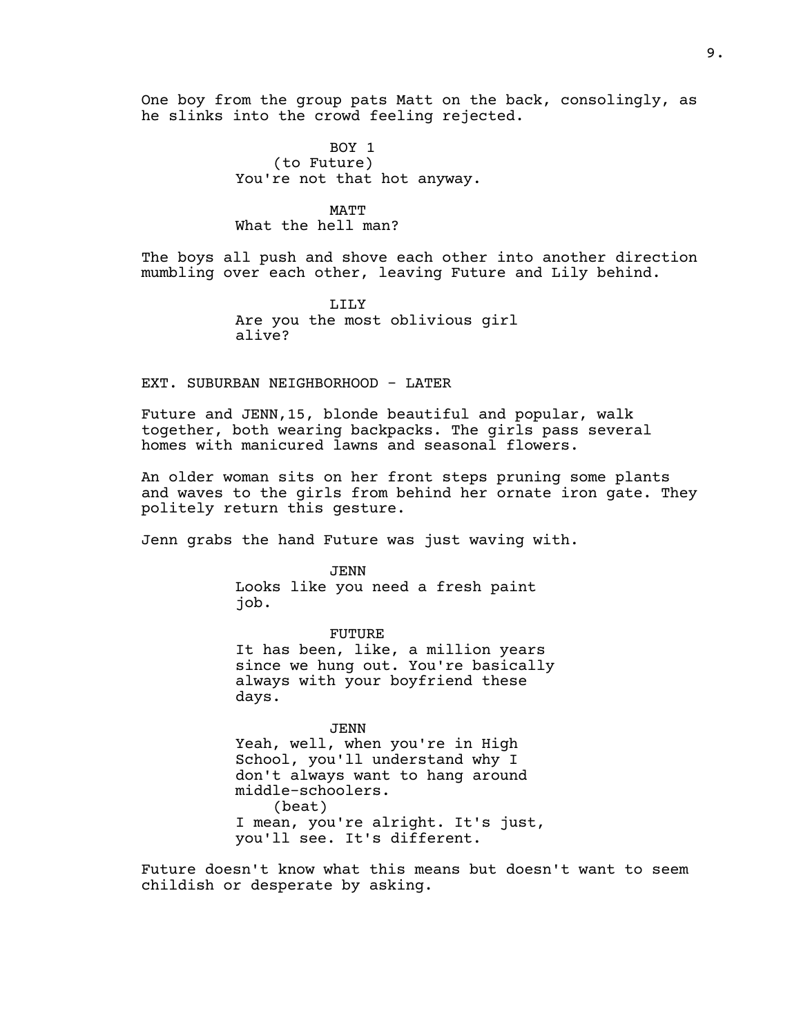One boy from the group pats Matt on the back, consolingly, as he slinks into the crowd feeling rejected.

BOY 1
(to Future)
You're not that hot anyway.

MATT
What the hell man?

The boys all push and shove each other into another direction mumbling over each other, leaving Future and Lily behind.

LILY
Are you the most oblivious girl alive?

EXT. SUBURBAN NEIGHBORHOOD - LATER

Future and JENN,15, blonde beautiful and popular, walk together, both wearing backpacks. The girls pass several homes with manicured lawns and seasonal flowers.

An older woman sits on her front steps pruning some plants and waves to the girls from behind her ornate iron gate. They politely return this gesture.

Jenn grabs the hand Future was just waving with.

JENN
Looks like you need a fresh paint job.

FUTURE
It has been, like, a million years since we hung out. You're basically always with your boyfriend these days.

JENN
Yeah, well, when you're in High School, you'll understand why I don't always want to hang around middle-schoolers.
(beat)
I mean, you're alright. It's just, you'll see. It's different.

Future doesn't know what this means but doesn't want to seem childish or desperate by asking.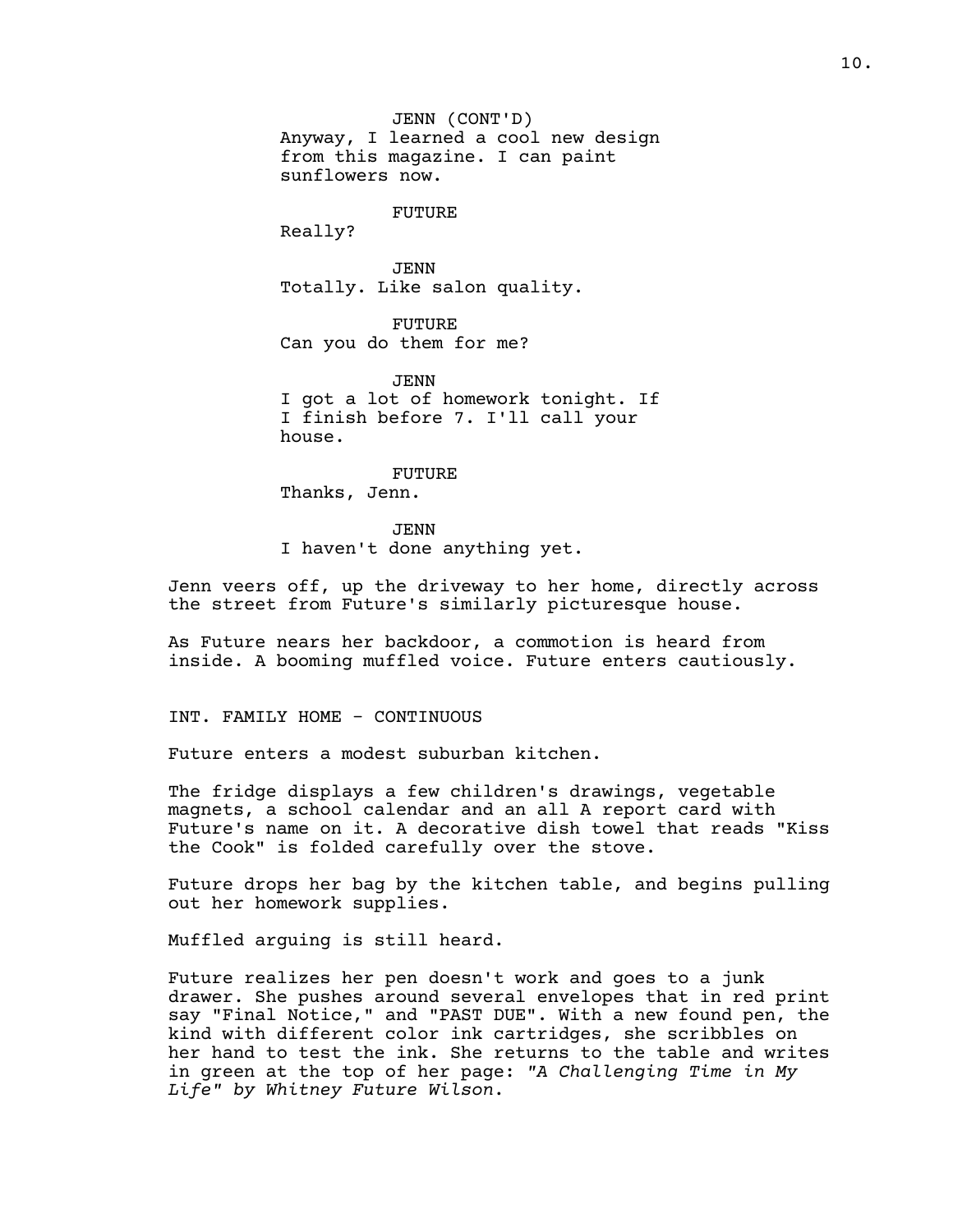JENN (CONT'D)
Anyway, I learned a cool new design from this magazine. I can paint sunflowers now.

FUTURE
Really?

JENN
Totally. Like salon quality.

FUTURE
Can you do them for me?

JENN
I got a lot of homework tonight. If I finish before 7. I'll call your house.

FUTURE
Thanks, Jenn.

JENN
I haven't done anything yet.

Jenn veers off, up the driveway to her home, directly across the street from Future's similarly picturesque house.

As Future nears her backdoor, a commotion is heard from inside. A booming muffled voice. Future enters cautiously.

INT. FAMILY HOME - CONTINUOUS

Future enters a modest suburban kitchen.

The fridge displays a few children's drawings, vegetable magnets, a school calendar and an all A report card with Future's name on it. A decorative dish towel that reads "Kiss the Cook" is folded carefully over the stove.

Future drops her bag by the kitchen table, and begins pulling out her homework supplies.

Muffled arguing is still heard.

Future realizes her pen doesn't work and goes to a junk drawer. She pushes around several envelopes that in red print say "Final Notice," and "PAST DUE". With a new found pen, the kind with different color ink cartridges, she scribbles on her hand to test the ink. She returns to the table and writes in green at the top of her page: *"A Challenging Time in My Life" by Whitney Future Wilson*.